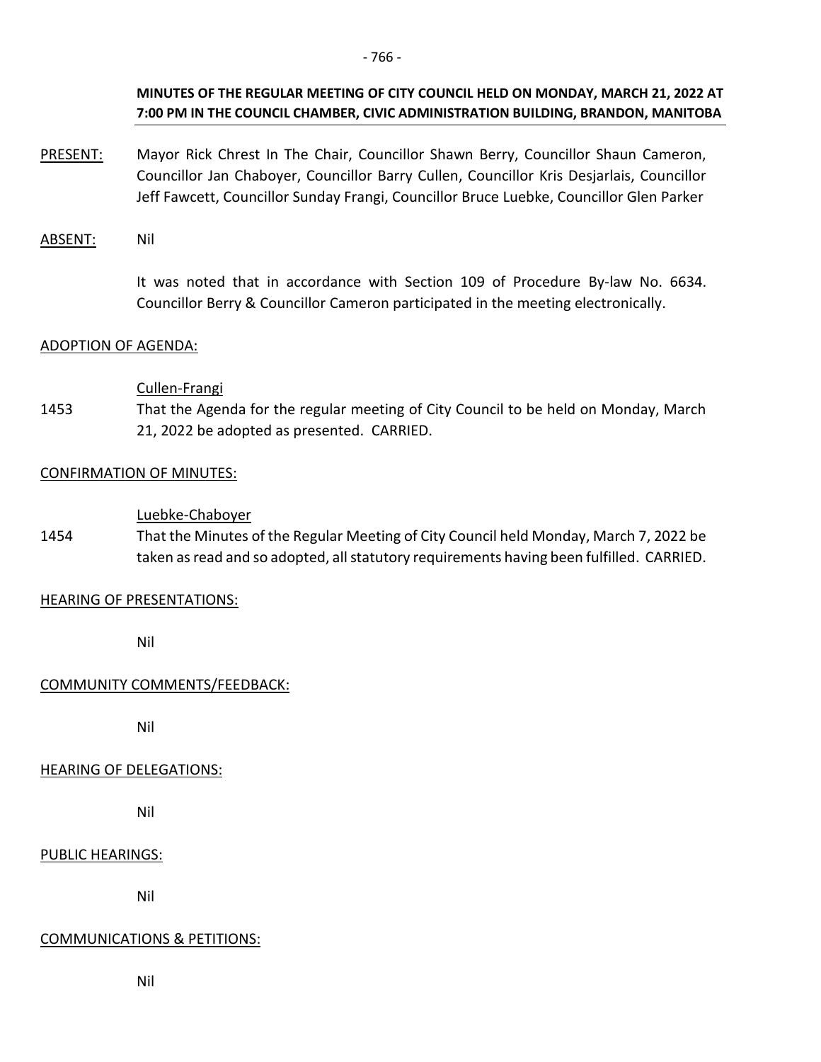**MINUTES OF THE REGULAR MEETING OF CITY COUNCIL HELD ON MONDAY, MARCH 21, 2022 AT 7:00 PM IN THE COUNCIL CHAMBER, CIVIC ADMINISTRATION BUILDING, BRANDON, MANITOBA**

PRESENT: Mayor Rick Chrest In The Chair, Councillor Shawn Berry, Councillor Shaun Cameron, Councillor Jan Chaboyer, Councillor Barry Cullen, Councillor Kris Desjarlais, Councillor Jeff Fawcett, Councillor Sunday Frangi, Councillor Bruce Luebke, Councillor Glen Parker

ABSENT: Nil

It was noted that in accordance with Section 109 of Procedure By-law No. 6634. Councillor Berry & Councillor Cameron participated in the meeting electronically.

ADOPTION OF AGENDA:

Cullen-Frangi

1453 That the Agenda for the regular meeting of City Council to be held on Monday, March 21, 2022 be adopted as presented. CARRIED.

CONFIRMATION OF MINUTES:

Luebke-Chaboyer

1454 That the Minutes of the Regular Meeting of City Council held Monday, March 7, 2022 be taken as read and so adopted, all statutory requirements having been fulfilled. CARRIED.

HEARING OF PRESENTATIONS:

Nil

COMMUNITY COMMENTS/FEEDBACK:

Nil

HEARING OF DELEGATIONS:

Nil

PUBLIC HEARINGS:

Nil

COMMUNICATIONS & PETITIONS:

Nil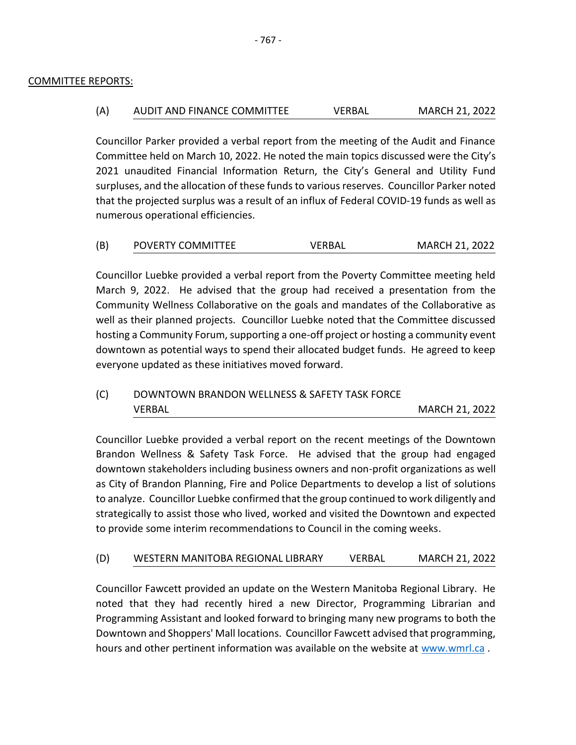## COMMITTEE REPORTS:

### (A) AUDIT AND FINANCE COMMITTEE VERBAL MARCH 21, 2022

Councillor Parker provided a verbal report from the meeting of the Audit and Finance Committee held on March 10, 2022. He noted the main topics discussed were the City's 2021 unaudited Financial Information Return, the City's General and Utility Fund surpluses, and the allocation of these funds to various reserves. Councillor Parker noted that the projected surplus was a result of an influx of Federal COVID-19 funds as well as numerous operational efficiencies.

### (B) POVERTY COMMITTEE VERBAL MARCH 21, 2022

Councillor Luebke provided a verbal report from the Poverty Committee meeting held March 9, 2022. He advised that the group had received a presentation from the Community Wellness Collaborative on the goals and mandates of the Collaborative as well as their planned projects. Councillor Luebke noted that the Committee discussed hosting a Community Forum, supporting a one-off project or hosting a community event downtown as potential ways to spend their allocated budget funds. He agreed to keep everyone updated as these initiatives moved forward.

### (C) DOWNTOWN BRANDON WELLNESS & SAFETY TASK FORCE VERBAL MARCH 21, 2022

Councillor Luebke provided a verbal report on the recent meetings of the Downtown Brandon Wellness & Safety Task Force. He advised that the group had engaged downtown stakeholders including business owners and non-profit organizations as well as City of Brandon Planning, Fire and Police Departments to develop a list of solutions to analyze. Councillor Luebke confirmed that the group continued to work diligently and strategically to assist those who lived, worked and visited the Downtown and expected to provide some interim recommendations to Council in the coming weeks.

### (D) WESTERN MANITOBA REGIONAL LIBRARY VERBAL MARCH 21, 2022

Councillor Fawcett provided an update on the Western Manitoba Regional Library. He noted that they had recently hired a new Director, Programming Librarian and Programming Assistant and looked forward to bringing many new programs to both the Downtown and Shoppers' Mall locations. Councillor Fawcett advised that programming, hours and other pertinent information was available on the website at [www.wmrl.ca](http://www.wmrl.ca) .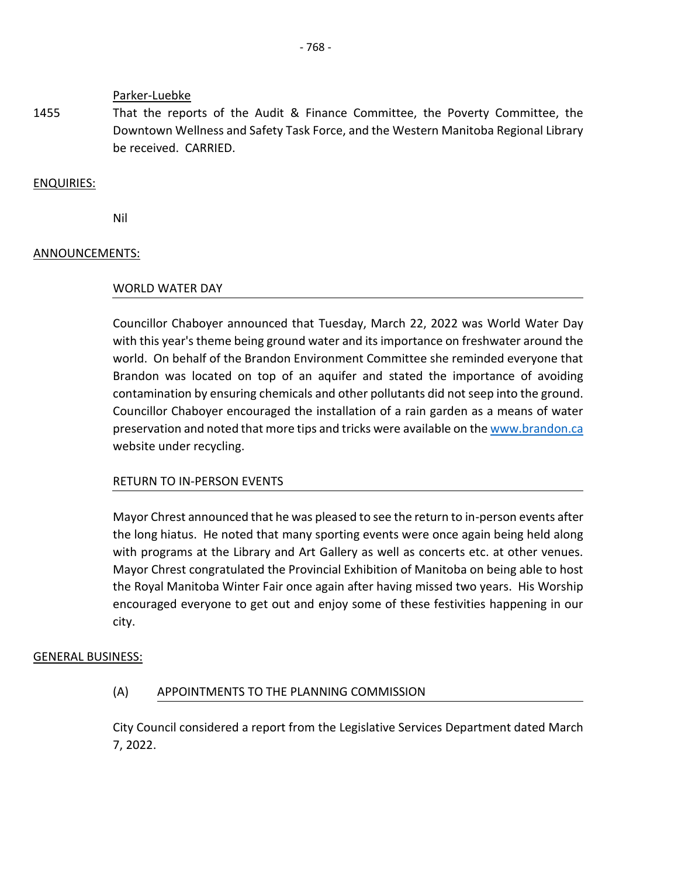Parker-Luebke

1455 That the reports of the Audit & Finance Committee, the Poverty Committee, the Downtown Wellness and Safety Task Force, and the Western Manitoba Regional Library be received. CARRIED.

ENQUIRIES:

Nil

ANNOUNCEMENTS:

WORLD WATER DAY

Councillor Chaboyer announced that Tuesday, March 22, 2022 was World Water Day with this year's theme being ground water and its importance on freshwater around the world. On behalf of the Brandon Environment Committee she reminded everyone that Brandon was located on top of an aquifer and stated the importance of avoiding contamination by ensuring chemicals and other pollutants did not seep into the ground. Councillor Chaboyer encouraged the installation of a rain garden as a means of water preservation and noted that more tips and tricks were available on the www.brandon.ca website under recycling.

RETURN TO IN-PERSON EVENTS

Mayor Chrest announced that he was pleased to see the return to in-person events after the long hiatus. He noted that many sporting events were once again being held along with programs at the Library and Art Gallery as well as concerts etc. at other venues. Mayor Chrest congratulated the Provincial Exhibition of Manitoba on being able to host the Royal Manitoba Winter Fair once again after having missed two years. His Worship encouraged everyone to get out and enjoy some of these festivities happening in our city.

GENERAL BUSINESS:

(A) APPOINTMENTS TO THE PLANNING COMMISSION

City Council considered a report from the Legislative Services Department dated March 7, 2022.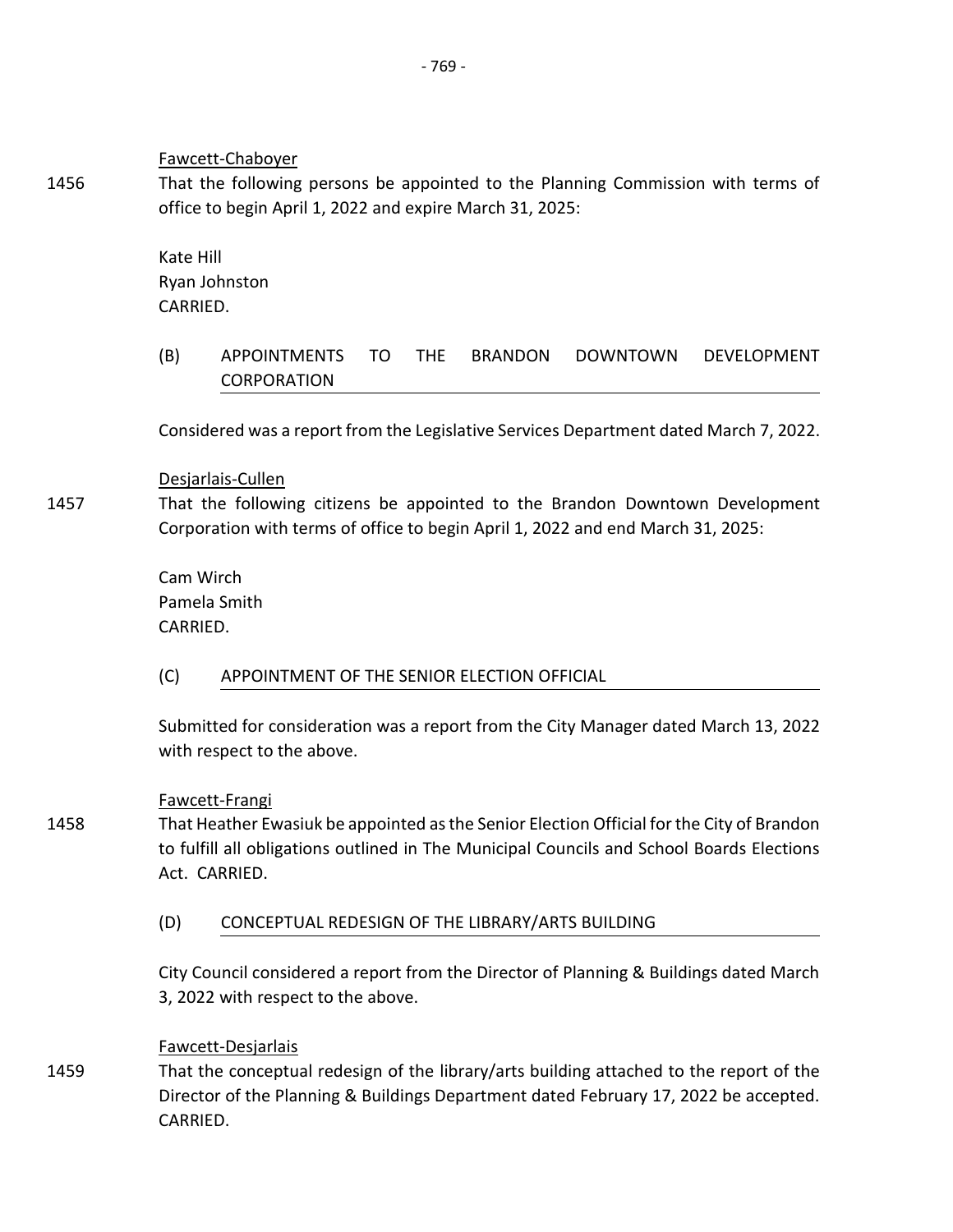Fawcett-Chaboyer

1456 That the following persons be appointed to the Planning Commission with terms of office to begin April 1, 2022 and expire March 31, 2025:

Kate Hill
Ryan Johnston
CARRIED.

(B) APPOINTMENTS TO THE BRANDON DOWNTOWN DEVELOPMENT CORPORATION

Considered was a report from the Legislative Services Department dated March 7, 2022.

Desjarlais-Cullen

1457 That the following citizens be appointed to the Brandon Downtown Development Corporation with terms of office to begin April 1, 2022 and end March 31, 2025:

Cam Wirch
Pamela Smith
CARRIED.

(C) APPOINTMENT OF THE SENIOR ELECTION OFFICIAL

Submitted for consideration was a report from the City Manager dated March 13, 2022 with respect to the above.

Fawcett-Frangi

1458 That Heather Ewasiuk be appointed as the Senior Election Official for the City of Brandon to fulfill all obligations outlined in The Municipal Councils and School Boards Elections Act. CARRIED.

(D) CONCEPTUAL REDESIGN OF THE LIBRARY/ARTS BUILDING

City Council considered a report from the Director of Planning & Buildings dated March 3, 2022 with respect to the above.

Fawcett-Desjarlais

1459 That the conceptual redesign of the library/arts building attached to the report of the Director of the Planning & Buildings Department dated February 17, 2022 be accepted. CARRIED.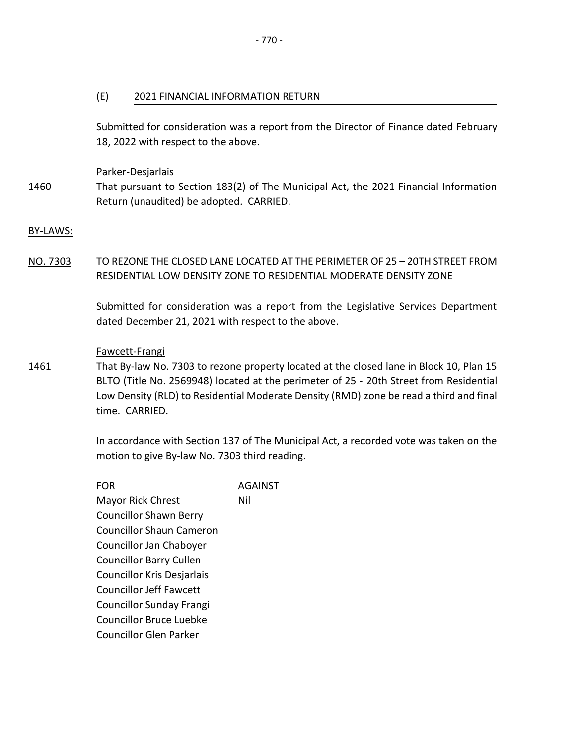(E) 2021 FINANCIAL INFORMATION RETURN

Submitted for consideration was a report from the Director of Finance dated February 18, 2022 with respect to the above.

Parker-Desjarlais

1460 That pursuant to Section 183(2) of The Municipal Act, the 2021 Financial Information Return (unaudited) be adopted. CARRIED.

BY-LAWS:

NO. 7303 TO REZONE THE CLOSED LANE LOCATED AT THE PERIMETER OF 25 – 20TH STREET FROM RESIDENTIAL LOW DENSITY ZONE TO RESIDENTIAL MODERATE DENSITY ZONE

Submitted for consideration was a report from the Legislative Services Department dated December 21, 2021 with respect to the above.

Fawcett-Frangi

1461 That By-law No. 7303 to rezone property located at the closed lane in Block 10, Plan 15 BLTO (Title No. 2569948) located at the perimeter of 25 - 20th Street from Residential Low Density (RLD) to Residential Moderate Density (RMD) zone be read a third and final time. CARRIED.

In accordance with Section 137 of The Municipal Act, a recorded vote was taken on the motion to give By-law No. 7303 third reading.

| FOR | AGAINST |
| --- | --- |
| Mayor Rick Chrest | Nil |
| Councillor Shawn Berry | |
| Councillor Shaun Cameron | |
| Councillor Jan Chaboyer | |
| Councillor Barry Cullen | |
| Councillor Kris Desjarlais | |
| Councillor Jeff Fawcett | |
| Councillor Sunday Frangi | |
| Councillor Bruce Luebke | |
| Councillor Glen Parker | |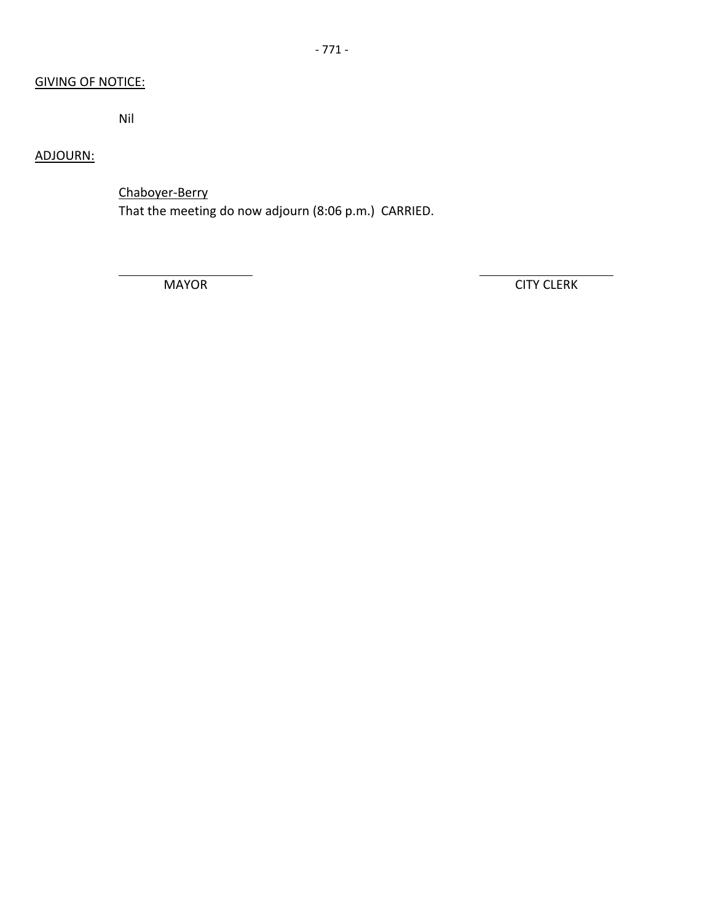GIVING OF NOTICE:

Nil

ADJOURN:

Chaboyer-Berry
That the meeting do now adjourn (8:06 p.m.) CARRIED.

MAYOR

CITY CLERK